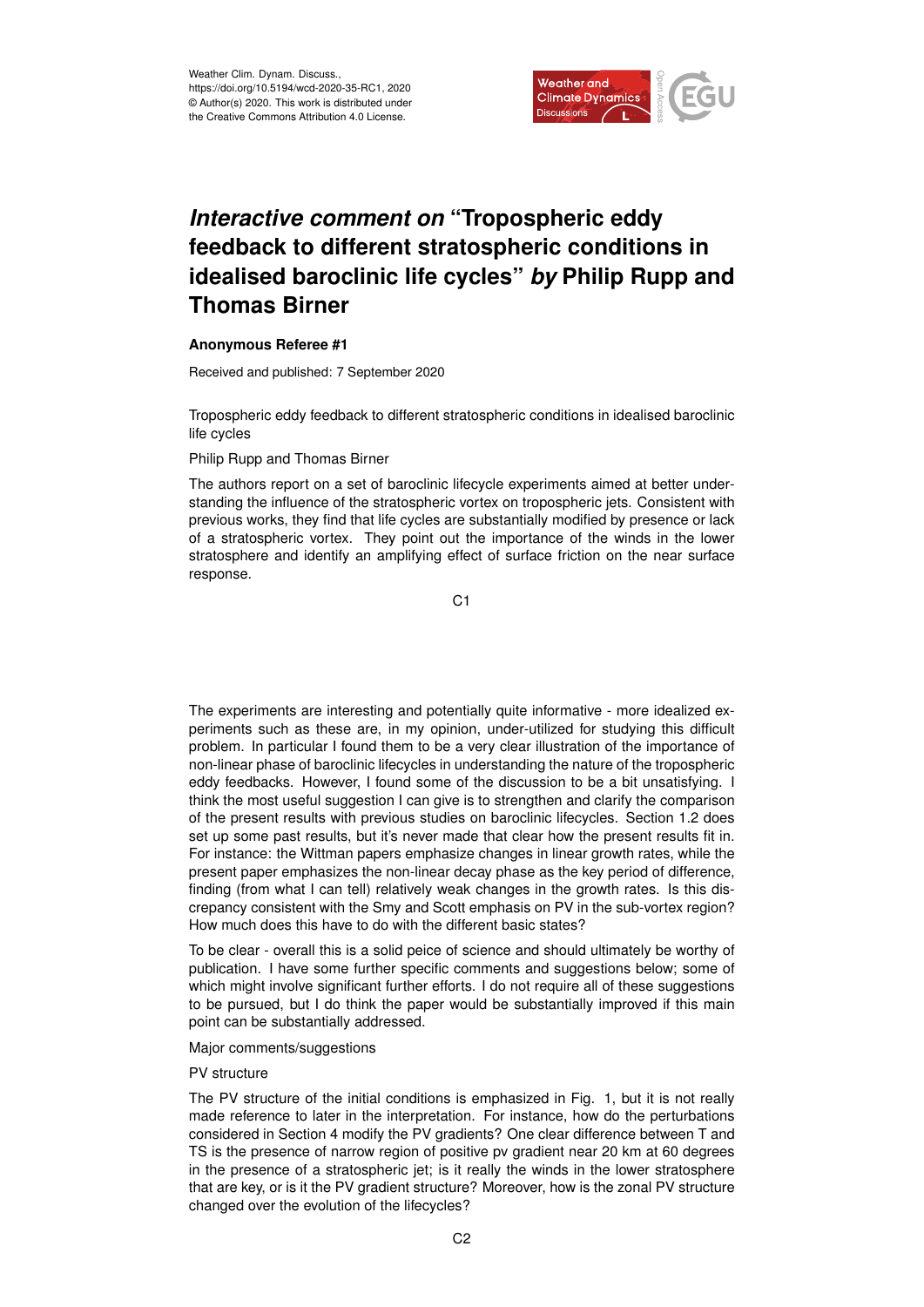# *Interactive comment on* "Tropospheric eddy feedback to different stratospheric conditions in idealised baroclinic life cycles" *by* Philip Rupp and Thomas Birner

**Anonymous Referee #1**

Received and published: 7 September 2020

Tropospheric eddy feedback to different stratospheric conditions in idealised baroclinic life cycles

Philip Rupp and Thomas Birner

The authors report on a set of baroclinic lifecycle experiments aimed at better understanding the influence of the stratospheric vortex on tropospheric jets. Consistent with previous works, they find that life cycles are substantially modified by presence or lack of a stratospheric vortex. They point out the importance of the winds in the lower stratosphere and identify an amplifying effect of surface friction on the near surface response.

The experiments are interesting and potentially quite informative - more idealized experiments such as these are, in my opinion, under-utilized for studying this difficult problem. In particular I found them to be a very clear illustration of the importance of non-linear phase of baroclinic lifecycles in understanding the nature of the tropospheric eddy feedbacks. However, I found some of the discussion to be a bit unsatisfying. I think the most useful suggestion I can give is to strengthen and clarify the comparison of the present results with previous studies on baroclinic lifecycles. Section 1.2 does set up some past results, but it's never made that clear how the present results fit in. For instance: the Wittman papers emphasize changes in linear growth rates, while the present paper emphasizes the non-linear decay phase as the key period of difference, finding (from what I can tell) relatively weak changes in the growth rates. Is this discrepancy consistent with the Smy and Scott emphasis on PV in the sub-vortex region? How much does this have to do with the different basic states?

To be clear - overall this is a solid peice of science and should ultimately be worthy of publication. I have some further specific comments and suggestions below; some of which might involve significant further efforts. I do not require all of these suggestions to be pursued, but I do think the paper would be substantially improved if this main point can be substantially addressed.

Major comments/suggestions

PV structure

The PV structure of the initial conditions is emphasized in Fig. 1, but it is not really made reference to later in the interpretation. For instance, how do the perturbations considered in Section 4 modify the PV gradients? One clear difference between T and TS is the presence of narrow region of positive pv gradient near 20 km at 60 degrees in the presence of a stratospheric jet; is it really the winds in the lower stratosphere that are key, or is it the PV gradient structure? Moreover, how is the zonal PV structure changed over the evolution of the lifecycles?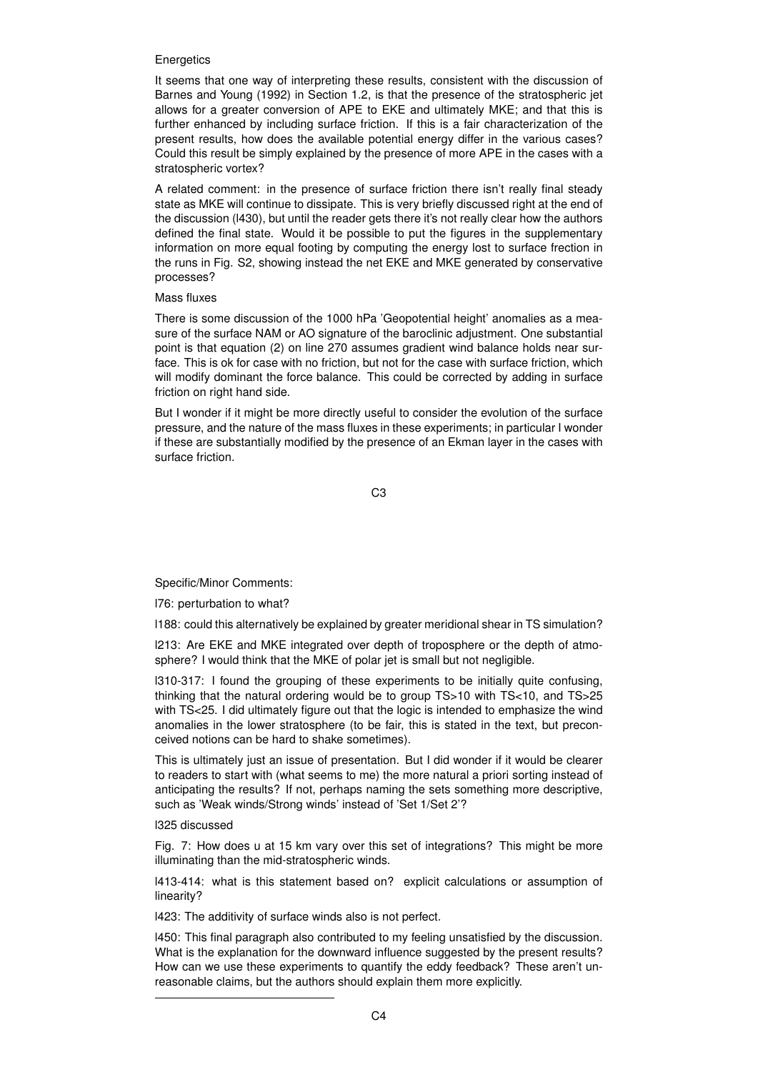Energetics

It seems that one way of interpreting these results, consistent with the discussion of Barnes and Young (1992) in Section 1.2, is that the presence of the stratospheric jet allows for a greater conversion of APE to EKE and ultimately MKE; and that this is further enhanced by including surface friction. If this is a fair characterization of the present results, how does the available potential energy differ in the various cases? Could this result be simply explained by the presence of more APE in the cases with a stratospheric vortex?

A related comment: in the presence of surface friction there isn't really final steady state as MKE will continue to dissipate. This is very briefly discussed right at the end of the discussion (l430), but until the reader gets there it's not really clear how the authors defined the final state. Would it be possible to put the figures in the supplementary information on more equal footing by computing the energy lost to surface frection in the runs in Fig. S2, showing instead the net EKE and MKE generated by conservative processes?

Mass fluxes

There is some discussion of the 1000 hPa 'Geopotential height' anomalies as a measure of the surface NAM or AO signature of the baroclinic adjustment. One substantial point is that equation (2) on line 270 assumes gradient wind balance holds near surface. This is ok for case with no friction, but not for the case with surface friction, which will modify dominant the force balance. This could be corrected by adding in surface friction on right hand side.

But I wonder if it might be more directly useful to consider the evolution of the surface pressure, and the nature of the mass fluxes in these experiments; in particular I wonder if these are substantially modified by the presence of an Ekman layer in the cases with surface friction.

Specific/Minor Comments:

l76: perturbation to what?

l188: could this alternatively be explained by greater meridional shear in TS simulation?

l213: Are EKE and MKE integrated over depth of troposphere or the depth of atmosphere? I would think that the MKE of polar jet is small but not negligible.

l310-317: I found the grouping of these experiments to be initially quite confusing, thinking that the natural ordering would be to group TS>10 with TS<10, and TS>25 with TS<25. I did ultimately figure out that the logic is intended to emphasize the wind anomalies in the lower stratosphere (to be fair, this is stated in the text, but preconceived notions can be hard to shake sometimes).

This is ultimately just an issue of presentation. But I did wonder if it would be clearer to readers to start with (what seems to me) the more natural a priori sorting instead of anticipating the results? If not, perhaps naming the sets something more descriptive, such as 'Weak winds/Strong winds' instead of 'Set 1/Set 2'?

l325 discussed

Fig. 7: How does u at 15 km vary over this set of integrations? This might be more illuminating than the mid-stratospheric winds.

l413-414: what is this statement based on? explicit calculations or assumption of linearity?

l423: The additivity of surface winds also is not perfect.

l450: This final paragraph also contributed to my feeling unsatisfied by the discussion. What is the explanation for the downward influence suggested by the present results? How can we use these experiments to quantify the eddy feedback? These aren't unreasonable claims, but the authors should explain them more explicitly.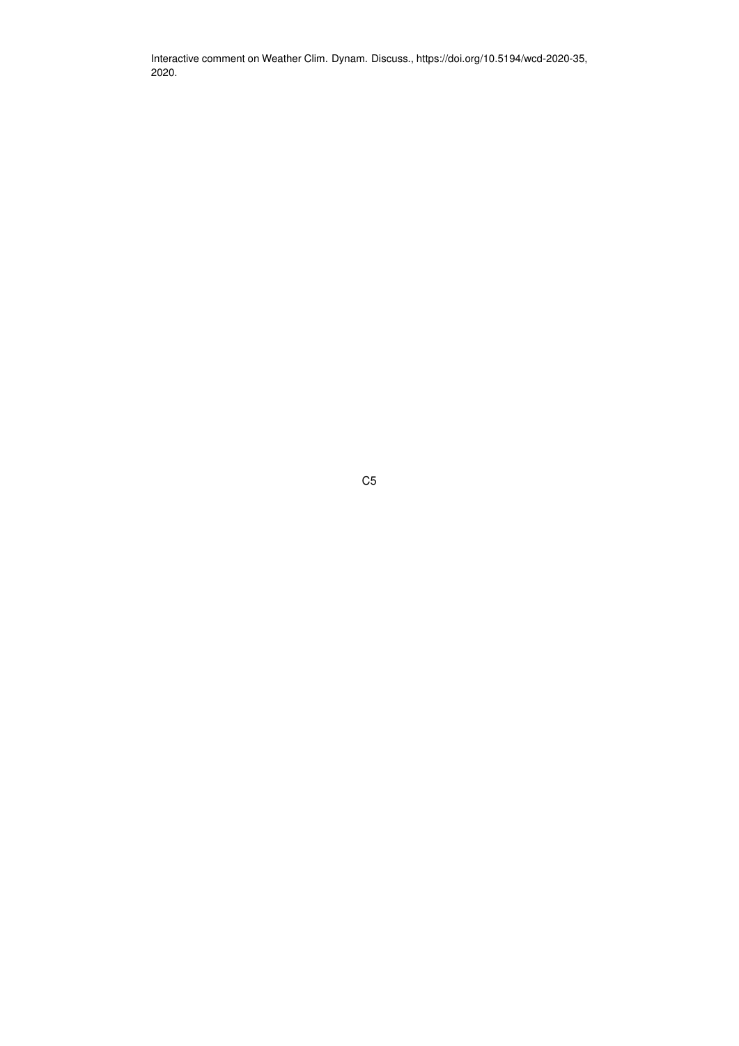Interactive comment on Weather Clim. Dynam. Discuss., https://doi.org/10.5194/wcd-2020-35, 2020.